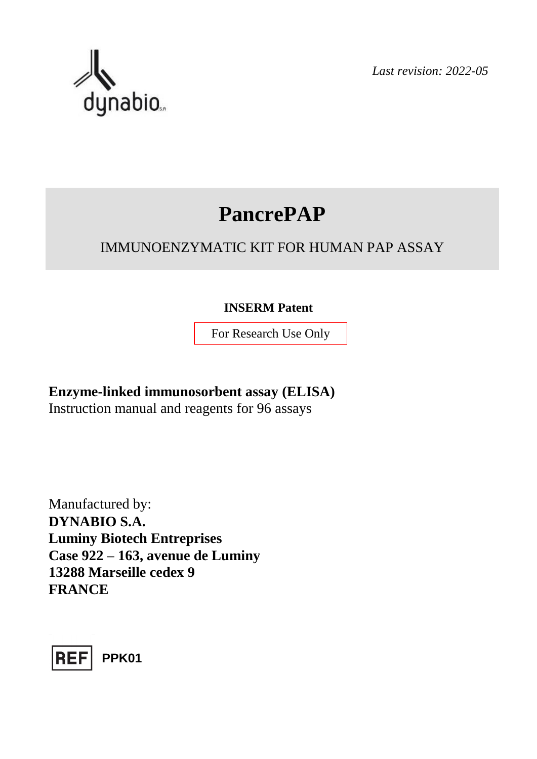dynabio S.A

*Last revision: 2022-05*

# PancrePAP

IMMUNOENZYMATIC KIT FOR HUMAN PAP ASSAY

**INSERM Patent**

For Research Use Only

**Enzyme-linked immunosorbent assay (ELISA)**
Instruction manual and reagents for 96 assays

Manufactured by:
**DYNABIO S.A.**
**Luminy Biotech Entreprises**
**Case 922 – 163, avenue de Luminy**
**13288 Marseille cedex 9**
**FRANCE**

REF **PPK01**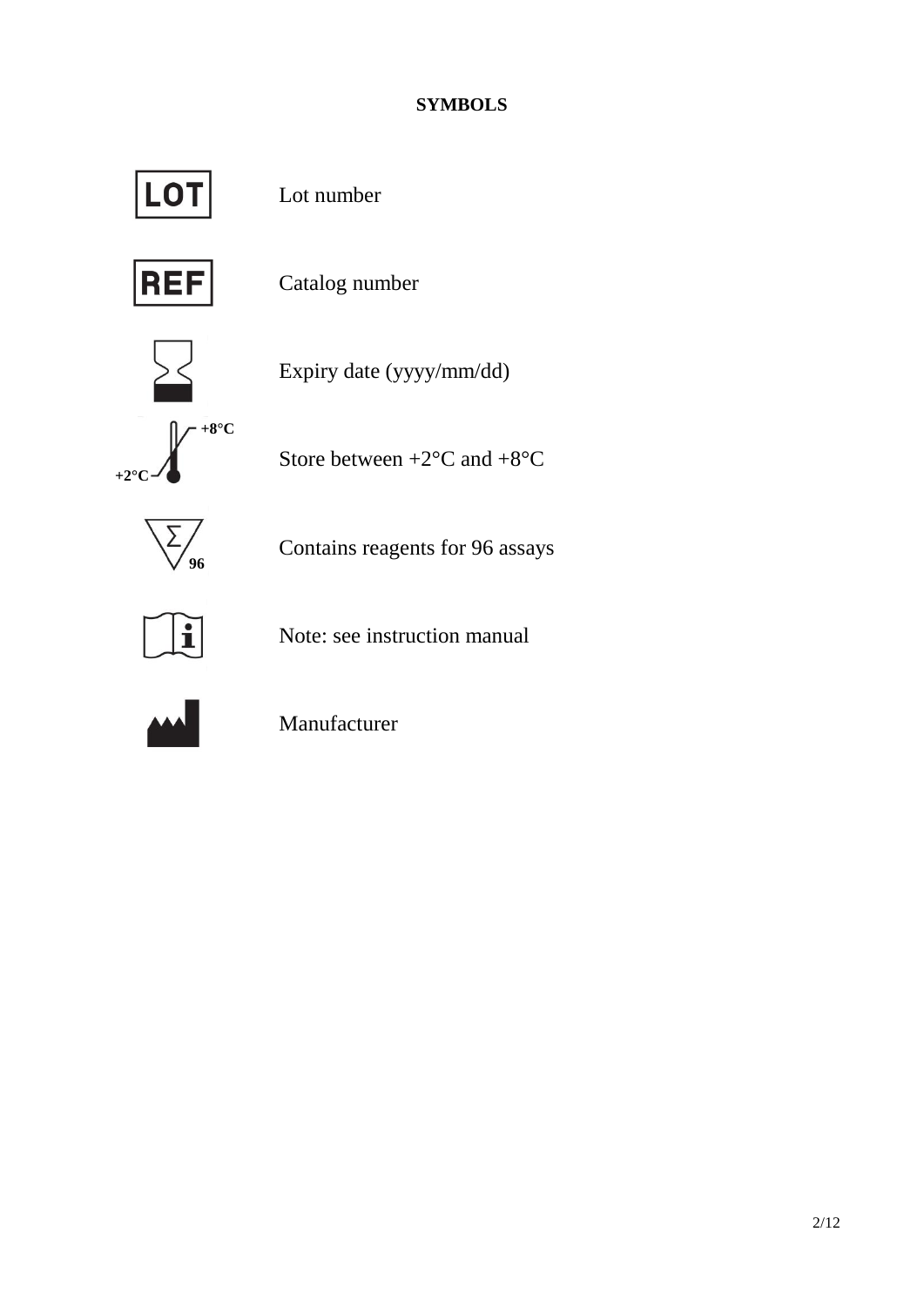**SYMBOLS**

| Symbol | Meaning |
| --- | --- |
| LOT | Lot number |
| REF | Catalog number |
| | Expiry date (yyyy/mm/dd) |
| +2°C / +8°C | Store between +2°C and +8°C |
| 96 | Contains reagents for 96 assays |
| | Note: see instruction manual |
| | Manufacturer |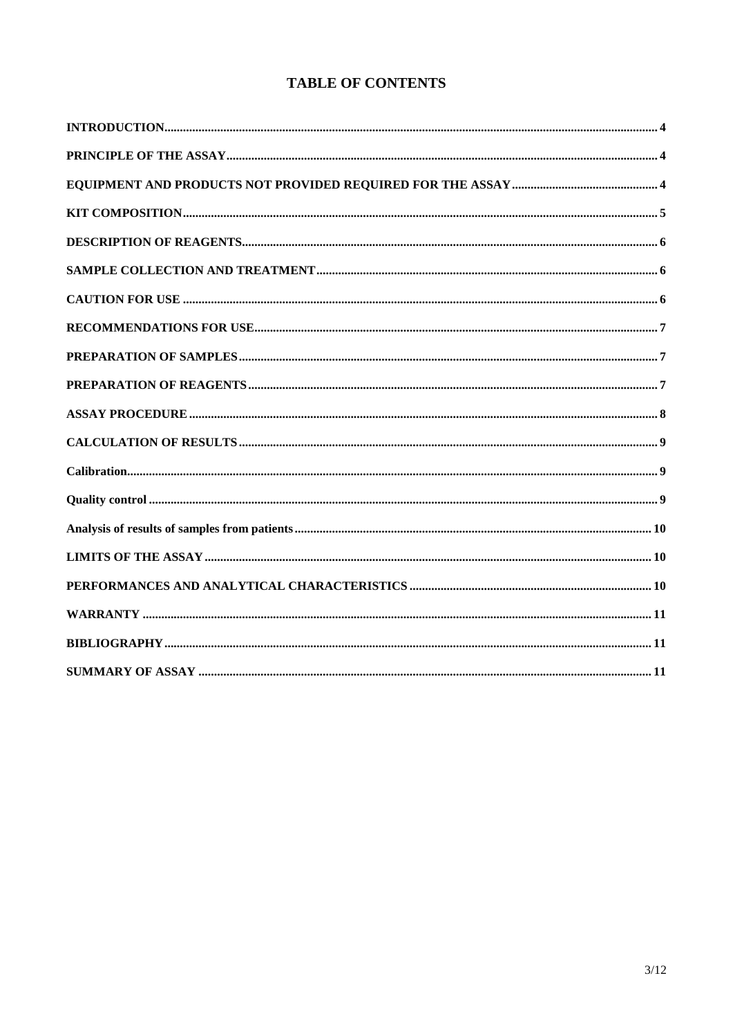# TABLE OF CONTENTS

| | |
|---|---|
| **INTRODUCTION** | **4** |
| **PRINCIPLE OF THE ASSAY** | **4** |
| **EQUIPMENT AND PRODUCTS NOT PROVIDED REQUIRED FOR THE ASSAY** | **4** |
| **KIT COMPOSITION** | **5** |
| **DESCRIPTION OF REAGENTS** | **6** |
| **SAMPLE COLLECTION AND TREATMENT** | **6** |
| **CAUTION FOR USE** | **6** |
| **RECOMMENDATIONS FOR USE** | **7** |
| **PREPARATION OF SAMPLES** | **7** |
| **PREPARATION OF REAGENTS** | **7** |
| **ASSAY PROCEDURE** | **8** |
| **CALCULATION OF RESULTS** | **9** |
| **Calibration** | **9** |
| **Quality control** | **9** |
| **Analysis of results of samples from patients** | **10** |
| **LIMITS OF THE ASSAY** | **10** |
| **PERFORMANCES AND ANALYTICAL CHARACTERISTICS** | **10** |
| **WARRANTY** | **11** |
| **BIBLIOGRAPHY** | **11** |
| **SUMMARY OF ASSAY** | **11** |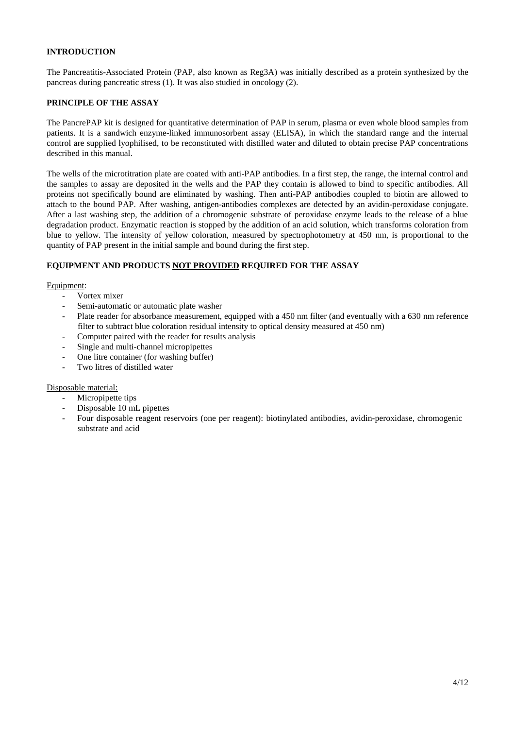**INTRODUCTION**

The Pancreatitis-Associated Protein (PAP, also known as Reg3A) was initially described as a protein synthesized by the pancreas during pancreatic stress (1). It was also studied in oncology (2).

**PRINCIPLE OF THE ASSAY**

The PancrePAP kit is designed for quantitative determination of PAP in serum, plasma or even whole blood samples from patients. It is a sandwich enzyme-linked immunosorbent assay (ELISA), in which the standard range and the internal control are supplied lyophilised, to be reconstituted with distilled water and diluted to obtain precise PAP concentrations described in this manual.

The wells of the microtitration plate are coated with anti-PAP antibodies. In a first step, the range, the internal control and the samples to assay are deposited in the wells and the PAP they contain is allowed to bind to specific antibodies. All proteins not specifically bound are eliminated by washing. Then anti-PAP antibodies coupled to biotin are allowed to attach to the bound PAP. After washing, antigen-antibodies complexes are detected by an avidin-peroxidase conjugate. After a last washing step, the addition of a chromogenic substrate of peroxidase enzyme leads to the release of a blue degradation product. Enzymatic reaction is stopped by the addition of an acid solution, which transforms coloration from blue to yellow. The intensity of yellow coloration, measured by spectrophotometry at 450 nm, is proportional to the quantity of PAP present in the initial sample and bound during the first step.

**EQUIPMENT AND PRODUCTS NOT PROVIDED REQUIRED FOR THE ASSAY**

Equipment:

- Vortex mixer
- Semi-automatic or automatic plate washer
- Plate reader for absorbance measurement, equipped with a 450 nm filter (and eventually with a 630 nm reference filter to subtract blue coloration residual intensity to optical density measured at 450 nm)
- Computer paired with the reader for results analysis
- Single and multi-channel micropipettes
- One litre container (for washing buffer)
- Two litres of distilled water

Disposable material:

- Micropipette tips
- Disposable 10 mL pipettes
- Four disposable reagent reservoirs (one per reagent): biotinylated antibodies, avidin-peroxidase, chromogenic substrate and acid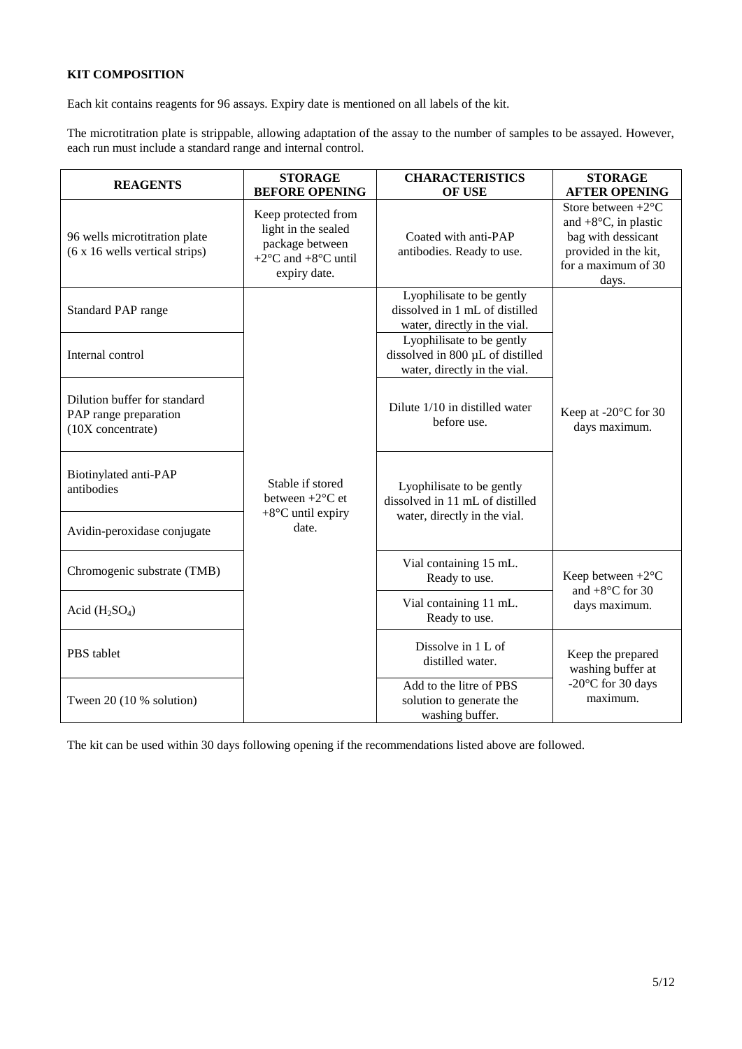**KIT COMPOSITION**

Each kit contains reagents for 96 assays. Expiry date is mentioned on all labels of the kit.

The microtitration plate is strippable, allowing adaptation of the assay to the number of samples to be assayed. However, each run must include a standard range and internal control.

| REAGENTS | STORAGE BEFORE OPENING | CHARACTERISTICS OF USE | STORAGE AFTER OPENING |
|---|---|---|---|
| 96 wells microtitration plate (6 x 16 wells vertical strips) | Keep protected from light in the sealed package between +2°C and +8°C until expiry date. | Coated with anti-PAP antibodies. Ready to use. | Store between +2°C and +8°C, in plastic bag with dessicant provided in the kit, for a maximum of 30 days. |
| Standard PAP range | Stable if stored between +2°C et +8°C until expiry date. | Lyophilisate to be gently dissolved in 1 mL of distilled water, directly in the vial. | Keep at -20°C for 30 days maximum. |
| Internal control | | Lyophilisate to be gently dissolved in 800 µL of distilled water, directly in the vial. | |
| Dilution buffer for standard PAP range preparation (10X concentrate) | | Dilute 1/10 in distilled water before use. | |
| Biotinylated anti-PAP antibodies | | Lyophilisate to be gently dissolved in 11 mL of distilled water, directly in the vial. | |
| Avidin-peroxidase conjugate | | | |
| Chromogenic substrate (TMB) | | Vial containing 15 mL. Ready to use. | Keep between +2°C and +8°C for 30 days maximum. |
| Acid ($H_2SO_4$) | | Vial containing 11 mL. Ready to use. | |
| PBS tablet | | Dissolve in 1 L of distilled water. | Keep the prepared washing buffer at -20°C for 30 days maximum. |
| Tween 20 (10 % solution) | | Add to the litre of PBS solution to generate the washing buffer. | |

The kit can be used within 30 days following opening if the recommendations listed above are followed.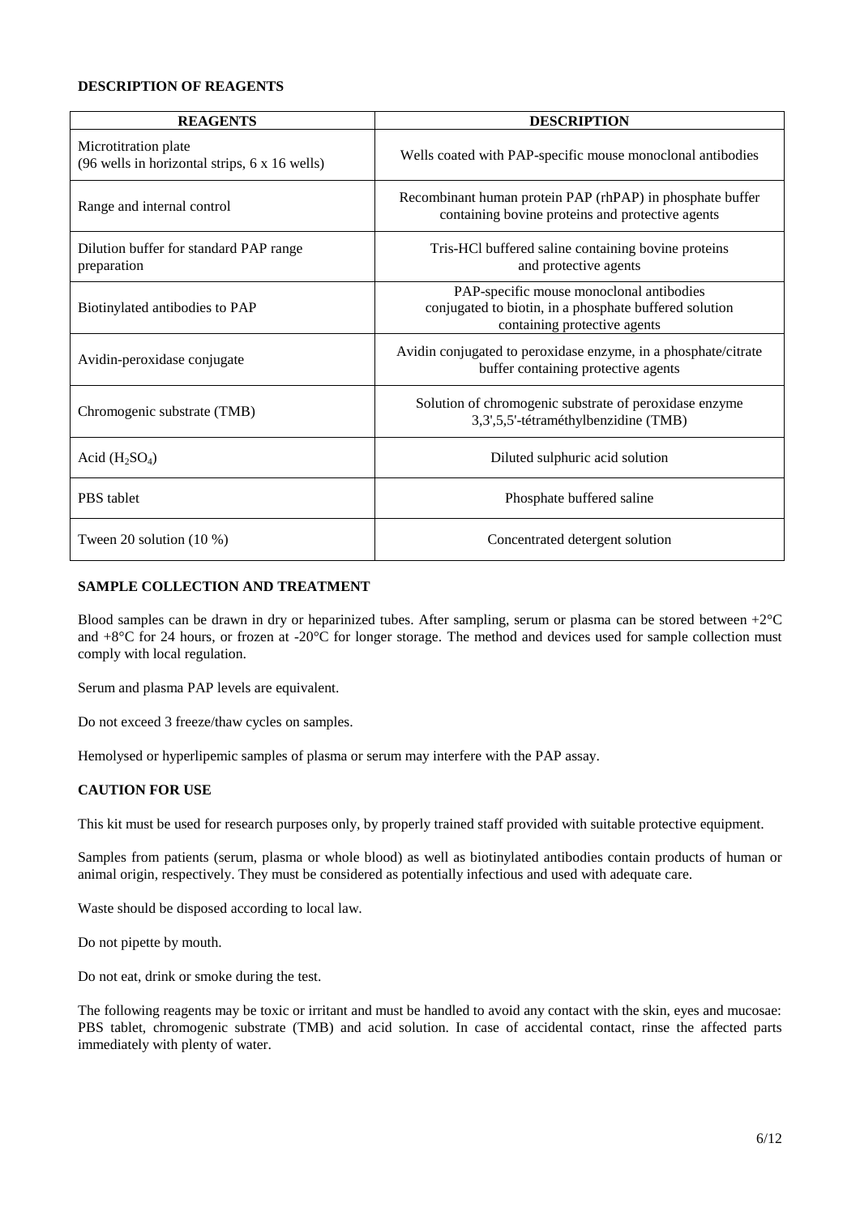## DESCRIPTION OF REAGENTS

| REAGENTS | DESCRIPTION |
|---|---|
| Microtitration plate (96 wells in horizontal strips, 6 x 16 wells) | Wells coated with PAP-specific mouse monoclonal antibodies |
| Range and internal control | Recombinant human protein PAP (rhPAP) in phosphate buffer containing bovine proteins and protective agents |
| Dilution buffer for standard PAP range preparation | Tris-HCl buffered saline containing bovine proteins and protective agents |
| Biotinylated antibodies to PAP | PAP-specific mouse monoclonal antibodies conjugated to biotin, in a phosphate buffered solution containing protective agents |
| Avidin-peroxidase conjugate | Avidin conjugated to peroxidase enzyme, in a phosphate/citrate buffer containing protective agents |
| Chromogenic substrate (TMB) | Solution of chromogenic substrate of peroxidase enzyme 3,3',5,5'-tétraméthylbenzidine (TMB) |
| Acid ($H_2SO_4$) | Diluted sulphuric acid solution |
| PBS tablet | Phosphate buffered saline |
| Tween 20 solution (10 %) | Concentrated detergent solution |

## SAMPLE COLLECTION AND TREATMENT

Blood samples can be drawn in dry or heparinized tubes. After sampling, serum or plasma can be stored between +2°C and +8°C for 24 hours, or frozen at -20°C for longer storage. The method and devices used for sample collection must comply with local regulation.

Serum and plasma PAP levels are equivalent.

Do not exceed 3 freeze/thaw cycles on samples.

Hemolysed or hyperlipemic samples of plasma or serum may interfere with the PAP assay.

## CAUTION FOR USE

This kit must be used for research purposes only, by properly trained staff provided with suitable protective equipment.

Samples from patients (serum, plasma or whole blood) as well as biotinylated antibodies contain products of human or animal origin, respectively. They must be considered as potentially infectious and used with adequate care.

Waste should be disposed according to local law.

Do not pipette by mouth.

Do not eat, drink or smoke during the test.

The following reagents may be toxic or irritant and must be handled to avoid any contact with the skin, eyes and mucosae: PBS tablet, chromogenic substrate (TMB) and acid solution. In case of accidental contact, rinse the affected parts immediately with plenty of water.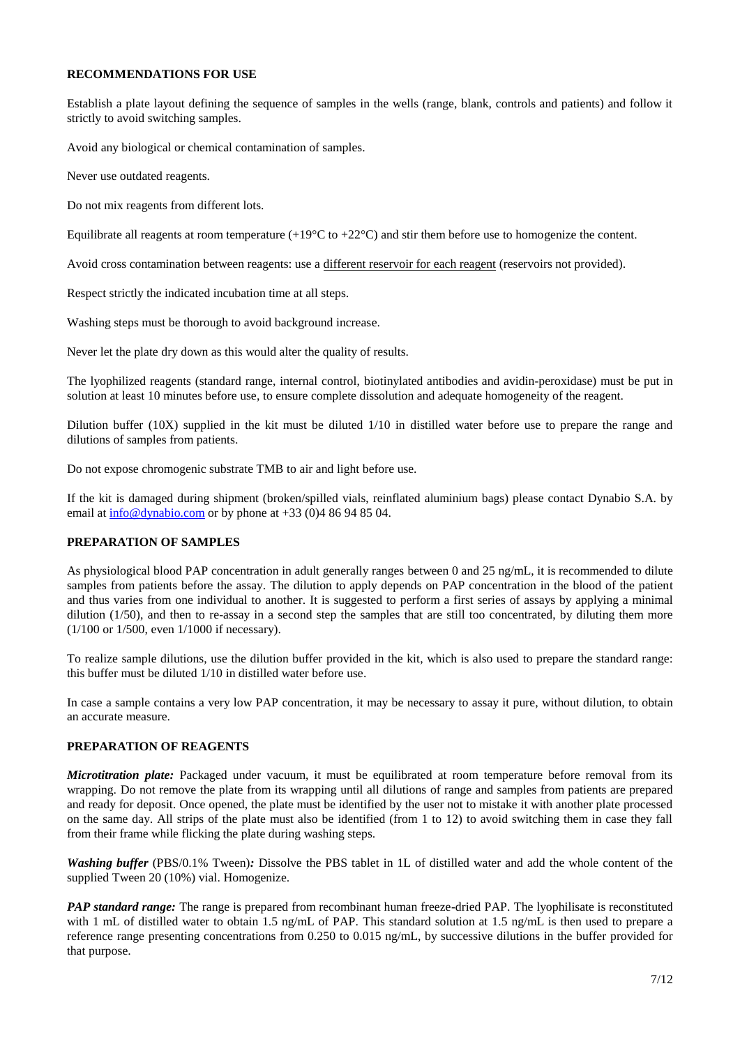**RECOMMENDATIONS FOR USE**

Establish a plate layout defining the sequence of samples in the wells (range, blank, controls and patients) and follow it strictly to avoid switching samples.

Avoid any biological or chemical contamination of samples.

Never use outdated reagents.

Do not mix reagents from different lots.

Equilibrate all reagents at room temperature (+19°C to +22°C) and stir them before use to homogenize the content.

Avoid cross contamination between reagents: use a different reservoir for each reagent (reservoirs not provided).

Respect strictly the indicated incubation time at all steps.

Washing steps must be thorough to avoid background increase.

Never let the plate dry down as this would alter the quality of results.

The lyophilized reagents (standard range, internal control, biotinylated antibodies and avidin-peroxidase) must be put in solution at least 10 minutes before use, to ensure complete dissolution and adequate homogeneity of the reagent.

Dilution buffer (10X) supplied in the kit must be diluted 1/10 in distilled water before use to prepare the range and dilutions of samples from patients.

Do not expose chromogenic substrate TMB to air and light before use.

If the kit is damaged during shipment (broken/spilled vials, reinflated aluminium bags) please contact Dynabio S.A. by email at info@dynabio.com or by phone at +33 (0)4 86 94 85 04.

**PREPARATION OF SAMPLES**

As physiological blood PAP concentration in adult generally ranges between 0 and 25 ng/mL, it is recommended to dilute samples from patients before the assay. The dilution to apply depends on PAP concentration in the blood of the patient and thus varies from one individual to another. It is suggested to perform a first series of assays by applying a minimal dilution (1/50), and then to re-assay in a second step the samples that are still too concentrated, by diluting them more (1/100 or 1/500, even 1/1000 if necessary).

To realize sample dilutions, use the dilution buffer provided in the kit, which is also used to prepare the standard range: this buffer must be diluted 1/10 in distilled water before use.

In case a sample contains a very low PAP concentration, it may be necessary to assay it pure, without dilution, to obtain an accurate measure.

**PREPARATION OF REAGENTS**

***Microtitration plate:*** Packaged under vacuum, it must be equilibrated at room temperature before removal from its wrapping. Do not remove the plate from its wrapping until all dilutions of range and samples from patients are prepared and ready for deposit. Once opened, the plate must be identified by the user not to mistake it with another plate processed on the same day. All strips of the plate must also be identified (from 1 to 12) to avoid switching them in case they fall from their frame while flicking the plate during washing steps.

***Washing buffer*** (PBS/0.1% Tween)***:*** Dissolve the PBS tablet in 1L of distilled water and add the whole content of the supplied Tween 20 (10%) vial. Homogenize.

***PAP standard range:*** The range is prepared from recombinant human freeze-dried PAP. The lyophilisate is reconstituted with 1 mL of distilled water to obtain 1.5 ng/mL of PAP. This standard solution at 1.5 ng/mL is then used to prepare a reference range presenting concentrations from 0.250 to 0.015 ng/mL, by successive dilutions in the buffer provided for that purpose.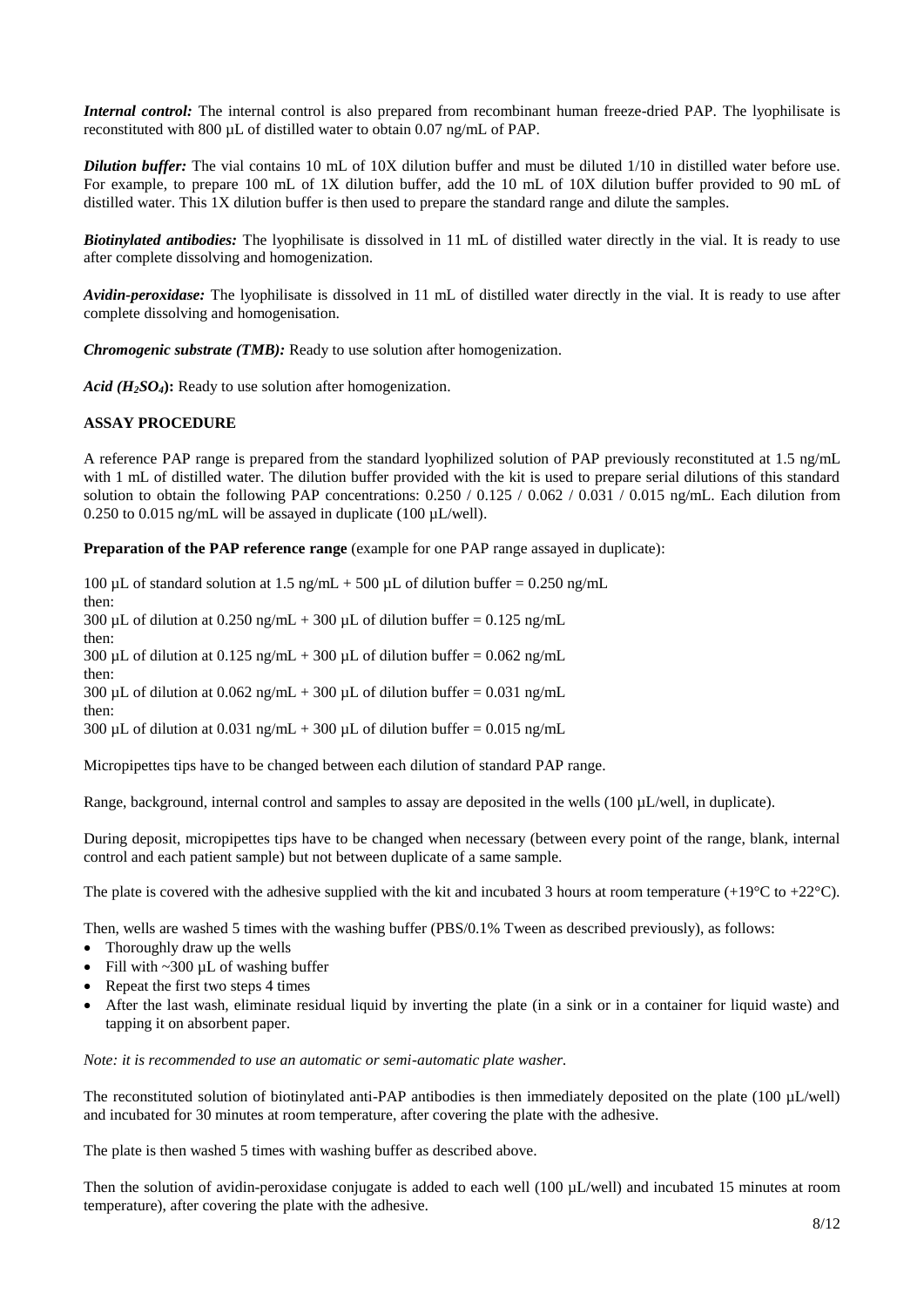***Internal control:*** The internal control is also prepared from recombinant human freeze-dried PAP. The lyophilisate is reconstituted with 800 µL of distilled water to obtain 0.07 ng/mL of PAP.

***Dilution buffer:*** The vial contains 10 mL of 10X dilution buffer and must be diluted 1/10 in distilled water before use. For example, to prepare 100 mL of 1X dilution buffer, add the 10 mL of 10X dilution buffer provided to 90 mL of distilled water. This 1X dilution buffer is then used to prepare the standard range and dilute the samples.

***Biotinylated antibodies:*** The lyophilisate is dissolved in 11 mL of distilled water directly in the vial. It is ready to use after complete dissolving and homogenization.

***Avidin-peroxidase:*** The lyophilisate is dissolved in 11 mL of distilled water directly in the vial. It is ready to use after complete dissolving and homogenisation.

***Chromogenic substrate (TMB):*** Ready to use solution after homogenization.

***Acid ($H_2SO_4$):*** Ready to use solution after homogenization.

**ASSAY PROCEDURE**

A reference PAP range is prepared from the standard lyophilized solution of PAP previously reconstituted at 1.5 ng/mL with 1 mL of distilled water. The dilution buffer provided with the kit is used to prepare serial dilutions of this standard solution to obtain the following PAP concentrations: 0.250 / 0.125 / 0.062 / 0.031 / 0.015 ng/mL. Each dilution from 0.250 to 0.015 ng/mL will be assayed in duplicate (100 µL/well).

**Preparation of the PAP reference range** (example for one PAP range assayed in duplicate):

100 µL of standard solution at 1.5 ng/mL + 500 µL of dilution buffer = 0.250 ng/mL
then:
300 µL of dilution at 0.250 ng/mL + 300 µL of dilution buffer = 0.125 ng/mL
then:
300 µL of dilution at 0.125 ng/mL + 300 µL of dilution buffer = 0.062 ng/mL
then:
300 µL of dilution at 0.062 ng/mL + 300 µL of dilution buffer = 0.031 ng/mL
then:
300 µL of dilution at 0.031 ng/mL + 300 µL of dilution buffer = 0.015 ng/mL

Micropipettes tips have to be changed between each dilution of standard PAP range.

Range, background, internal control and samples to assay are deposited in the wells (100 µL/well, in duplicate).

During deposit, micropipettes tips have to be changed when necessary (between every point of the range, blank, internal control and each patient sample) but not between duplicate of a same sample.

The plate is covered with the adhesive supplied with the kit and incubated 3 hours at room temperature (+19°C to +22°C).

Then, wells are washed 5 times with the washing buffer (PBS/0.1% Tween as described previously), as follows:

- Thoroughly draw up the wells
- Fill with ~300 µL of washing buffer
- Repeat the first two steps 4 times
- After the last wash, eliminate residual liquid by inverting the plate (in a sink or in a container for liquid waste) and tapping it on absorbent paper.

*Note: it is recommended to use an automatic or semi-automatic plate washer.*

The reconstituted solution of biotinylated anti-PAP antibodies is then immediately deposited on the plate (100 µL/well) and incubated for 30 minutes at room temperature, after covering the plate with the adhesive.

The plate is then washed 5 times with washing buffer as described above.

Then the solution of avidin-peroxidase conjugate is added to each well (100 µL/well) and incubated 15 minutes at room temperature), after covering the plate with the adhesive.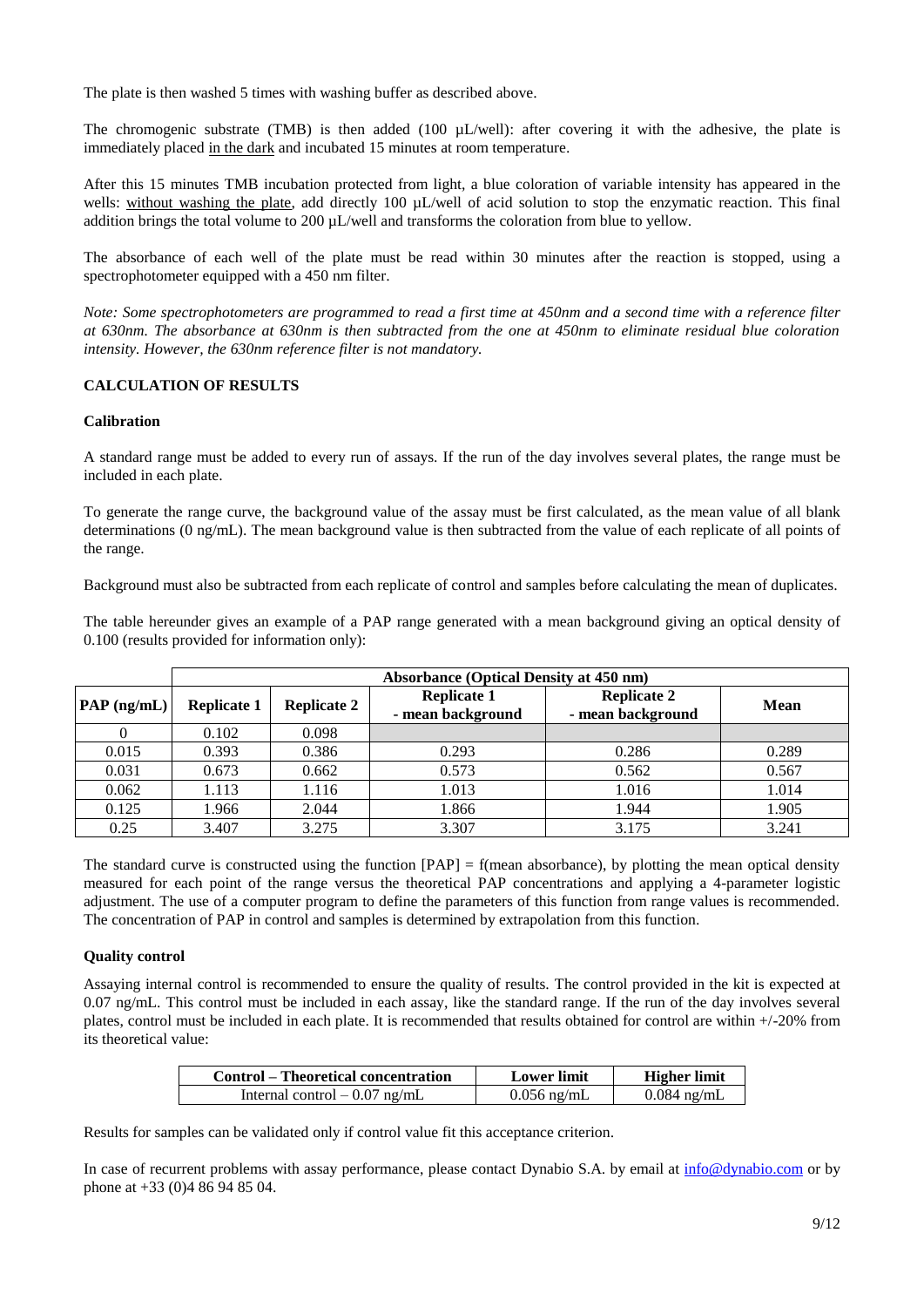The plate is then washed 5 times with washing buffer as described above.

The chromogenic substrate (TMB) is then added (100 µL/well): after covering it with the adhesive, the plate is immediately placed in the dark and incubated 15 minutes at room temperature.

After this 15 minutes TMB incubation protected from light, a blue coloration of variable intensity has appeared in the wells: without washing the plate, add directly 100 µL/well of acid solution to stop the enzymatic reaction. This final addition brings the total volume to 200 µL/well and transforms the coloration from blue to yellow.

The absorbance of each well of the plate must be read within 30 minutes after the reaction is stopped, using a spectrophotometer equipped with a 450 nm filter.

*Note: Some spectrophotometers are programmed to read a first time at 450nm and a second time with a reference filter at 630nm. The absorbance at 630nm is then subtracted from the one at 450nm to eliminate residual blue coloration intensity. However, the 630nm reference filter is not mandatory.*

## CALCULATION OF RESULTS

### Calibration

A standard range must be added to every run of assays. If the run of the day involves several plates, the range must be included in each plate.

To generate the range curve, the background value of the assay must be first calculated, as the mean value of all blank determinations (0 ng/mL). The mean background value is then subtracted from the value of each replicate of all points of the range.

Background must also be subtracted from each replicate of control and samples before calculating the mean of duplicates.

The table hereunder gives an example of a PAP range generated with a mean background giving an optical density of 0.100 (results provided for information only):

| | Absorbance (Optical Density at 450 nm) | | | | |
|---|---|---|---|---|---|
| **PAP (ng/mL)** | **Replicate 1** | **Replicate 2** | **Replicate 1 - mean background** | **Replicate 2 - mean background** | **Mean** |
| 0 | 0.102 | 0.098 | | | |
| 0.015 | 0.393 | 0.386 | 0.293 | 0.286 | 0.289 |
| 0.031 | 0.673 | 0.662 | 0.573 | 0.562 | 0.567 |
| 0.062 | 1.113 | 1.116 | 1.013 | 1.016 | 1.014 |
| 0.125 | 1.966 | 2.044 | 1.866 | 1.944 | 1.905 |
| 0.25 | 3.407 | 3.275 | 3.307 | 3.175 | 3.241 |

The standard curve is constructed using the function [PAP] = f(mean absorbance), by plotting the mean optical density measured for each point of the range versus the theoretical PAP concentrations and applying a 4-parameter logistic adjustment. The use of a computer program to define the parameters of this function from range values is recommended. The concentration of PAP in control and samples is determined by extrapolation from this function.

### Quality control

Assaying internal control is recommended to ensure the quality of results. The control provided in the kit is expected at 0.07 ng/mL. This control must be included in each assay, like the standard range. If the run of the day involves several plates, control must be included in each plate. It is recommended that results obtained for control are within +/-20% from its theoretical value:

| Control – Theoretical concentration | Lower limit | Higher limit |
|---|---|---|
| Internal control – 0.07 ng/mL | 0.056 ng/mL | 0.084 ng/mL |

Results for samples can be validated only if control value fit this acceptance criterion.

In case of recurrent problems with assay performance, please contact Dynabio S.A. by email at info@dynabio.com or by phone at +33 (0)4 86 94 85 04.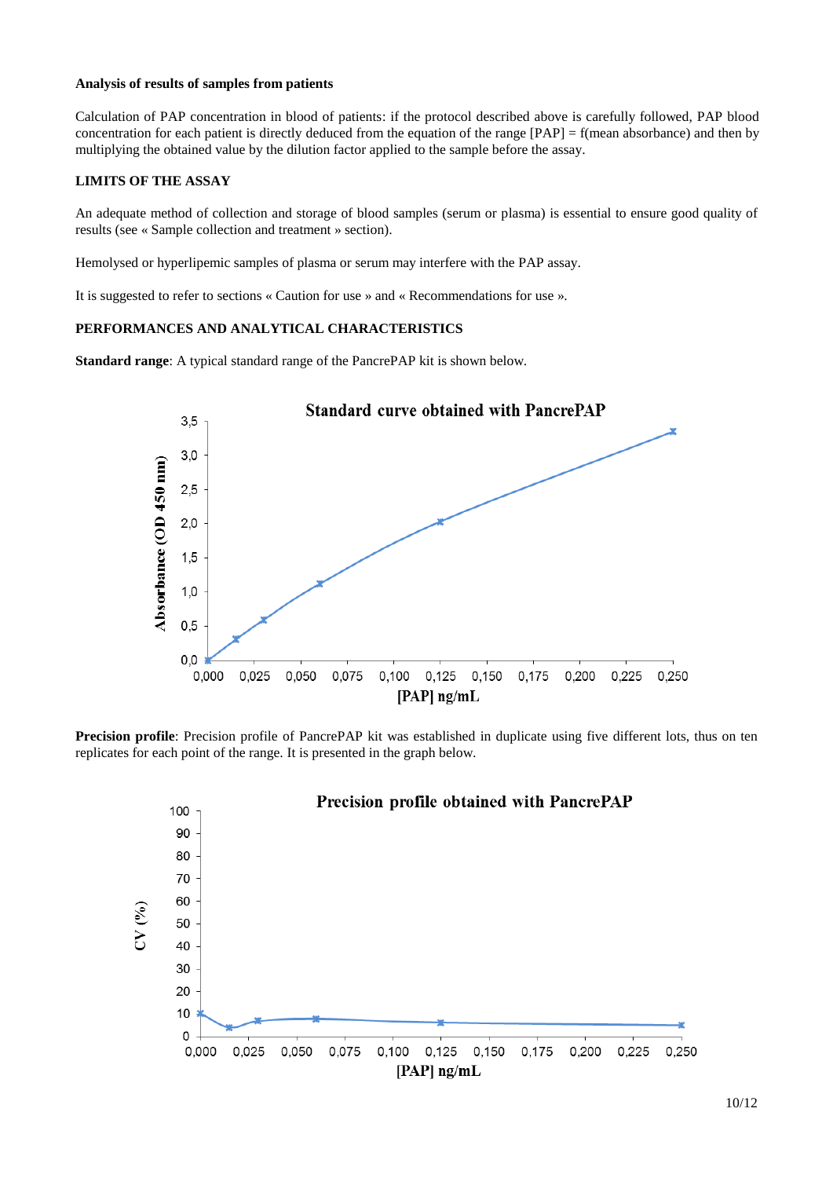**Analysis of results of samples from patients**

Calculation of PAP concentration in blood of patients: if the protocol described above is carefully followed, PAP blood concentration for each patient is directly deduced from the equation of the range [PAP] = f(mean absorbance) and then by multiplying the obtained value by the dilution factor applied to the sample before the assay.

**LIMITS OF THE ASSAY**

An adequate method of collection and storage of blood samples (serum or plasma) is essential to ensure good quality of results (see « Sample collection and treatment » section).

Hemolysed or hyperlipemic samples of plasma or serum may interfere with the PAP assay.

It is suggested to refer to sections « Caution for use » and « Recommendations for use ».

**PERFORMANCES AND ANALYTICAL CHARACTERISTICS**

**Standard range**: A typical standard range of the PancrePAP kit is shown below.

**Standard curve obtained with PancrePAP**

**Precision profile**: Precision profile of PancrePAP kit was established in duplicate using five different lots, thus on ten replicates for each point of the range. It is presented in the graph below.

**Precision profile obtained with PancrePAP**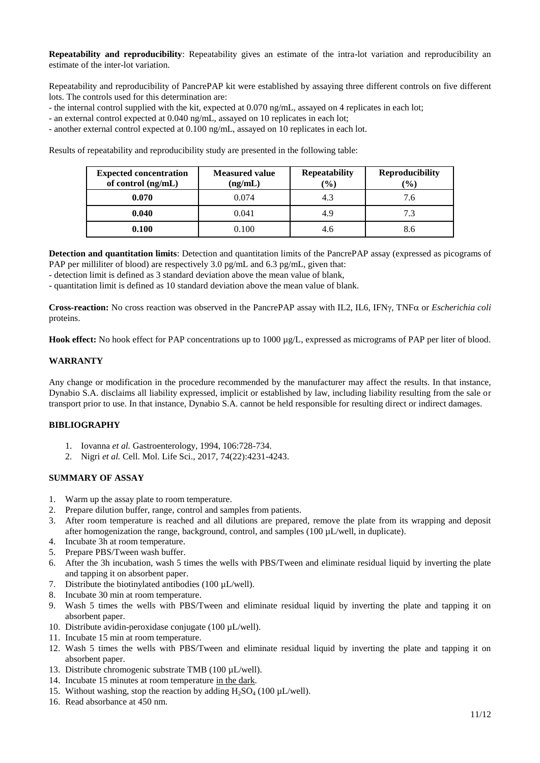**Repeatability and reproducibility**: Repeatability gives an estimate of the intra-lot variation and reproducibility an estimate of the inter-lot variation.

Repeatability and reproducibility of PancrePAP kit were established by assaying three different controls on five different lots. The controls used for this determination are:

- the internal control supplied with the kit, expected at 0.070 ng/mL, assayed on 4 replicates in each lot;
- an external control expected at 0.040 ng/mL, assayed on 10 replicates in each lot;
- another external control expected at 0.100 ng/mL, assayed on 10 replicates in each lot.

Results of repeatability and reproducibility study are presented in the following table:

| Expected concentration of control (ng/mL) | Measured value (ng/mL) | Repeatability (%) | Reproducibility (%) |
|---|---|---|---|
| **0.070** | 0.074 | 4.3 | 7.6 |
| **0.040** | 0.041 | 4.9 | 7.3 |
| **0.100** | 0.100 | 4.6 | 8.6 |

**Detection and quantitation limits**: Detection and quantitation limits of the PancrePAP assay (expressed as picograms of PAP per milliliter of blood) are respectively 3.0 pg/mL and 6.3 pg/mL, given that:

- detection limit is defined as 3 standard deviation above the mean value of blank,
- quantitation limit is defined as 10 standard deviation above the mean value of blank.

**Cross-reaction:** No cross reaction was observed in the PancrePAP assay with IL2, IL6, IFNγ, TNFα or *Escherichia coli* proteins.

**Hook effect:** No hook effect for PAP concentrations up to 1000 µg/L, expressed as micrograms of PAP per liter of blood.

## WARRANTY

Any change or modification in the procedure recommended by the manufacturer may affect the results. In that instance, Dynabio S.A. disclaims all liability expressed, implicit or established by law, including liability resulting from the sale or transport prior to use. In that instance, Dynabio S.A. cannot be held responsible for resulting direct or indirect damages.

## BIBLIOGRAPHY

1. Iovanna *et al.* Gastroenterology, 1994, 106:728-734.
2. Nigri *et al.* Cell. Mol. Life Sci., 2017, 74(22):4231-4243.

## SUMMARY OF ASSAY

1. Warm up the assay plate to room temperature.
2. Prepare dilution buffer, range, control and samples from patients.
3. After room temperature is reached and all dilutions are prepared, remove the plate from its wrapping and deposit after homogenization the range, background, control, and samples (100 µL/well, in duplicate).
4. Incubate 3h at room temperature.
5. Prepare PBS/Tween wash buffer.
6. After the 3h incubation, wash 5 times the wells with PBS/Tween and eliminate residual liquid by inverting the plate and tapping it on absorbent paper.
7. Distribute the biotinylated antibodies (100 µL/well).
8. Incubate 30 min at room temperature.
9. Wash 5 times the wells with PBS/Tween and eliminate residual liquid by inverting the plate and tapping it on absorbent paper.
10. Distribute avidin-peroxidase conjugate (100 µL/well).
11. Incubate 15 min at room temperature.
12. Wash 5 times the wells with PBS/Tween and eliminate residual liquid by inverting the plate and tapping it on absorbent paper.
13. Distribute chromogenic substrate TMB (100 µL/well).
14. Incubate 15 minutes at room temperature in the dark.
15. Without washing, stop the reaction by adding $H_2SO_4$ (100 µL/well).
16. Read absorbance at 450 nm.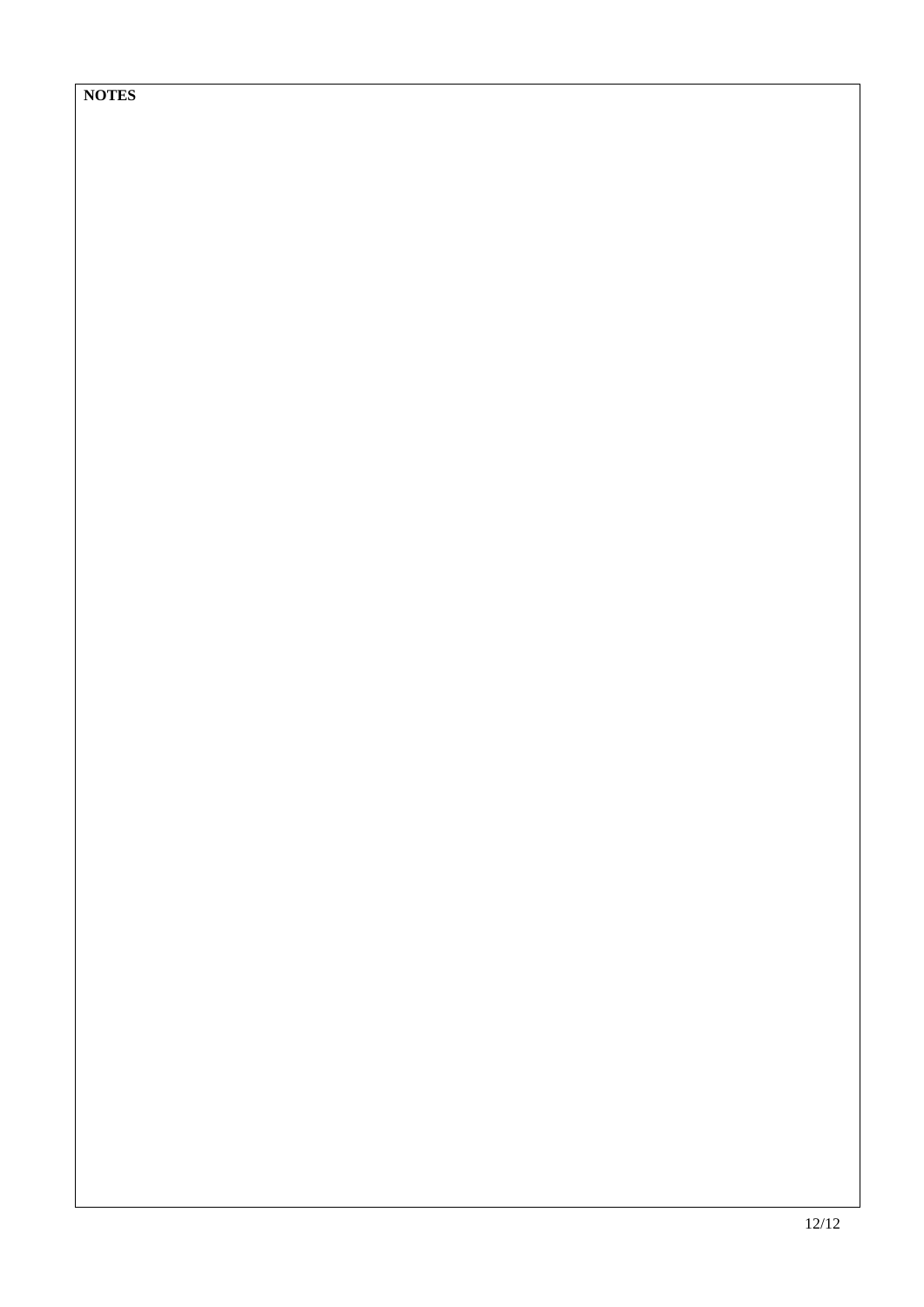**NOTES**